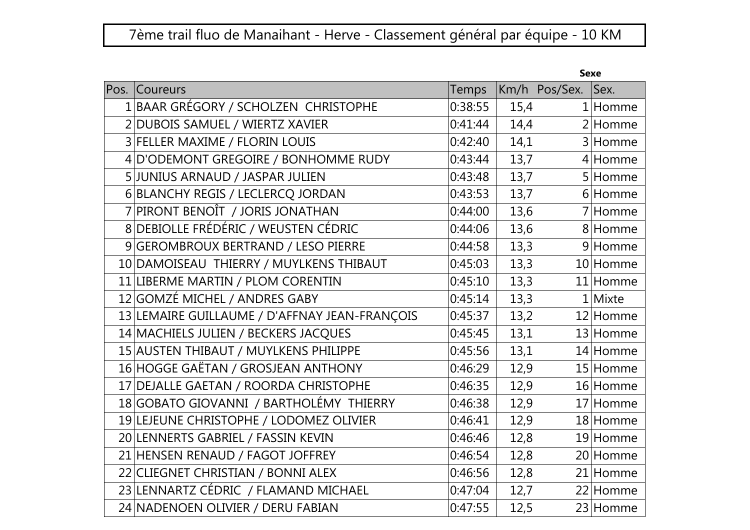# 7ème trail fluo de Manaihant - Herve - Classement général par équipe - 10 KM

| Pos. | Coureurs | Temps | Km/h | Pos/Sex. | Sex. |
|---|---|---|---|---|---|
| 1 | BAAR GRÉGORY / SCHOLZEN CHRISTOPHE | 0:38:55 | 15,4 | 1 | Homme |
| 2 | DUBOIS SAMUEL / WIERTZ XAVIER | 0:41:44 | 14,4 | 2 | Homme |
| 3 | FELLER MAXIME / FLORIN LOUIS | 0:42:40 | 14,1 | 3 | Homme |
| 4 | D'ODEMONT GREGOIRE / BONHOMME RUDY | 0:43:44 | 13,7 | 4 | Homme |
| 5 | JUNIUS ARNAUD / JASPAR JULIEN | 0:43:48 | 13,7 | 5 | Homme |
| 6 | BLANCHY REGIS / LECLERCQ JORDAN | 0:43:53 | 13,7 | 6 | Homme |
| 7 | PIRONT BENOÎT / JORIS JONATHAN | 0:44:00 | 13,6 | 7 | Homme |
| 8 | DEBIOLLE FRÉDÉRIC / WEUSTEN CÉDRIC | 0:44:06 | 13,6 | 8 | Homme |
| 9 | GEROMBROUX BERTRAND / LESO PIERRE | 0:44:58 | 13,3 | 9 | Homme |
| 10 | DAMOISEAU THIERRY / MUYLKENS THIBAUT | 0:45:03 | 13,3 | 10 | Homme |
| 11 | LIBERME MARTIN / PLOM CORENTIN | 0:45:10 | 13,3 | 11 | Homme |
| 12 | GOMZÉ MICHEL / ANDRES GABY | 0:45:14 | 13,3 | 1 | Mixte |
| 13 | LEMAIRE GUILLAUME / D'AFFNAY JEAN-FRANÇOIS | 0:45:37 | 13,2 | 12 | Homme |
| 14 | MACHIELS JULIEN / BECKERS JACQUES | 0:45:45 | 13,1 | 13 | Homme |
| 15 | AUSTEN THIBAUT / MUYLKENS PHILIPPE | 0:45:56 | 13,1 | 14 | Homme |
| 16 | HOGGE GAËTAN / GROSJEAN ANTHONY | 0:46:29 | 12,9 | 15 | Homme |
| 17 | DEJALLE GAETAN / ROORDA CHRISTOPHE | 0:46:35 | 12,9 | 16 | Homme |
| 18 | GOBATO GIOVANNI / BARTHOLÉMY THIERRY | 0:46:38 | 12,9 | 17 | Homme |
| 19 | LEJEUNE CHRISTOPHE / LODOMEZ OLIVIER | 0:46:41 | 12,9 | 18 | Homme |
| 20 | LENNERTS GABRIEL / FASSIN KEVIN | 0:46:46 | 12,8 | 19 | Homme |
| 21 | HENSEN RENAUD / FAGOT JOFFREY | 0:46:54 | 12,8 | 20 | Homme |
| 22 | CLIEGNET CHRISTIAN / BONNI ALEX | 0:46:56 | 12,8 | 21 | Homme |
| 23 | LENNARTZ CÉDRIC / FLAMAND MICHAEL | 0:47:04 | 12,7 | 22 | Homme |
| 24 | NADENOEN OLIVIER / DERU FABIAN | 0:47:55 | 12,5 | 23 | Homme |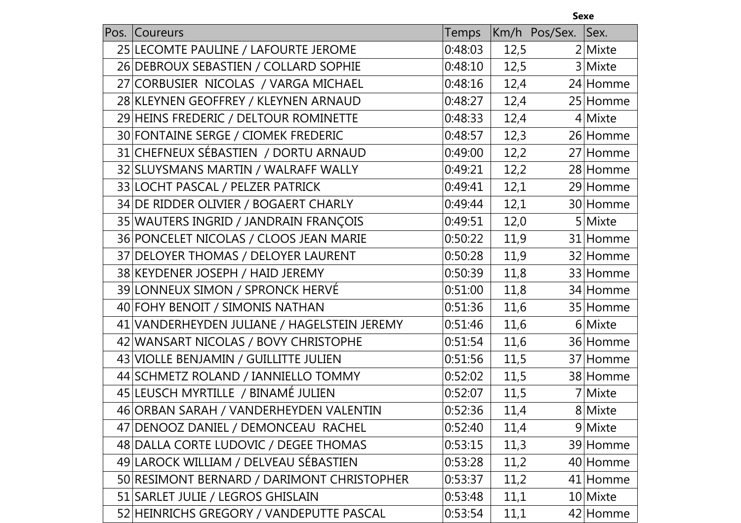| Pos. | Coureurs | Temps | Km/h | Pos/Sex. | Sex. |
|---|---|---|---|---|---|
| 25 | LECOMTE PAULINE / LAFOURTE JEROME | 0:48:03 | 12,5 | 2 | Mixte |
| 26 | DEBROUX SEBASTIEN / COLLARD SOPHIE | 0:48:10 | 12,5 | 3 | Mixte |
| 27 | CORBUSIER NICOLAS / VARGA MICHAEL | 0:48:16 | 12,4 | 24 | Homme |
| 28 | KLEYNEN GEOFFREY / KLEYNEN ARNAUD | 0:48:27 | 12,4 | 25 | Homme |
| 29 | HEINS FREDERIC / DELTOUR ROMINETTE | 0:48:33 | 12,4 | 4 | Mixte |
| 30 | FONTAINE SERGE / CIOMEK FREDERIC | 0:48:57 | 12,3 | 26 | Homme |
| 31 | CHEFNEUX SÉBASTIEN / DORTU ARNAUD | 0:49:00 | 12,2 | 27 | Homme |
| 32 | SLUYSMANS MARTIN / WALRAFF WALLY | 0:49:21 | 12,2 | 28 | Homme |
| 33 | LOCHT PASCAL / PELZER PATRICK | 0:49:41 | 12,1 | 29 | Homme |
| 34 | DE RIDDER OLIVIER / BOGAERT CHARLY | 0:49:44 | 12,1 | 30 | Homme |
| 35 | WAUTERS INGRID / JANDRAIN FRANÇOIS | 0:49:51 | 12,0 | 5 | Mixte |
| 36 | PONCELET NICOLAS / CLOOS JEAN MARIE | 0:50:22 | 11,9 | 31 | Homme |
| 37 | DELOYER THOMAS / DELOYER LAURENT | 0:50:28 | 11,9 | 32 | Homme |
| 38 | KEYDENER JOSEPH / HAID JEREMY | 0:50:39 | 11,8 | 33 | Homme |
| 39 | LONNEUX SIMON / SPRONCK HERVÉ | 0:51:00 | 11,8 | 34 | Homme |
| 40 | FOHY BENOIT / SIMONIS NATHAN | 0:51:36 | 11,6 | 35 | Homme |
| 41 | VANDERHEYDEN JULIANE / HAGELSTEIN JEREMY | 0:51:46 | 11,6 | 6 | Mixte |
| 42 | WANSART NICOLAS / BOVY CHRISTOPHE | 0:51:54 | 11,6 | 36 | Homme |
| 43 | VIOLLE BENJAMIN / GUILLITTE JULIEN | 0:51:56 | 11,5 | 37 | Homme |
| 44 | SCHMETZ ROLAND / IANNIELLO TOMMY | 0:52:02 | 11,5 | 38 | Homme |
| 45 | LEUSCH MYRTILLE / BINAMÉ JULIEN | 0:52:07 | 11,5 | 7 | Mixte |
| 46 | ORBAN SARAH / VANDERHEYDEN VALENTIN | 0:52:36 | 11,4 | 8 | Mixte |
| 47 | DENOOZ DANIEL / DEMONCEAU RACHEL | 0:52:40 | 11,4 | 9 | Mixte |
| 48 | DALLA CORTE LUDOVIC / DEGEE THOMAS | 0:53:15 | 11,3 | 39 | Homme |
| 49 | LAROCK WILLIAM / DELVEAU SÉBASTIEN | 0:53:28 | 11,2 | 40 | Homme |
| 50 | RESIMONT BERNARD / DARIMONT CHRISTOPHER | 0:53:37 | 11,2 | 41 | Homme |
| 51 | SARLET JULIE / LEGROS GHISLAIN | 0:53:48 | 11,1 | 10 | Mixte |
| 52 | HEINRICHS GREGORY / VANDEPUTTE PASCAL | 0:53:54 | 11,1 | 42 | Homme |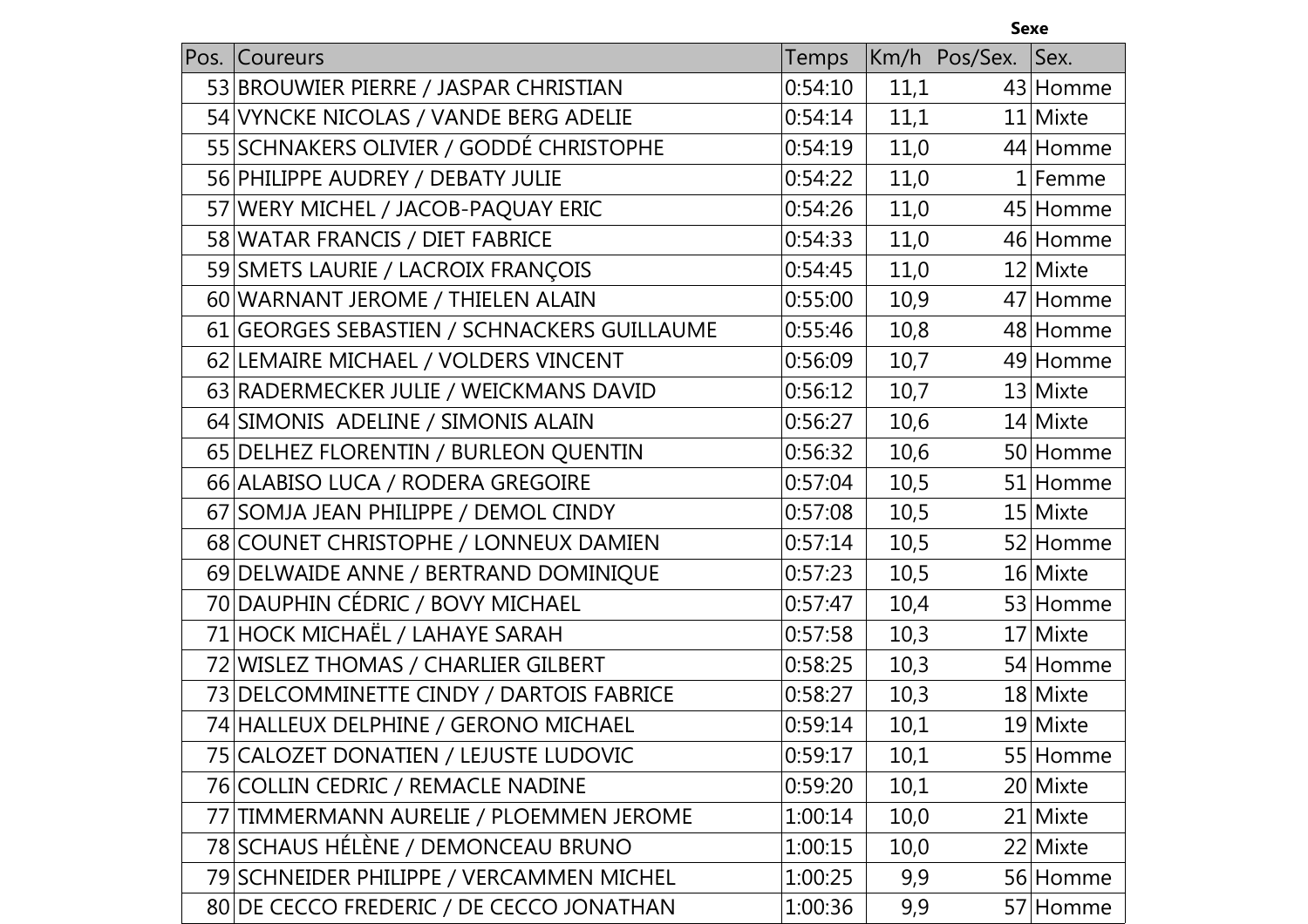| Pos. | Coureurs | Temps | Km/h | Pos/Sex. | Sex. |
|---|---|---|---|---|---|
| 53 | BROUWIER PIERRE / JASPAR CHRISTIAN | 0:54:10 | 11,1 | 43 | Homme |
| 54 | VYNCKE NICOLAS / VANDE BERG ADELIE | 0:54:14 | 11,1 | 11 | Mixte |
| 55 | SCHNAKERS OLIVIER / GODDÉ CHRISTOPHE | 0:54:19 | 11,0 | 44 | Homme |
| 56 | PHILIPPE AUDREY / DEBATY JULIE | 0:54:22 | 11,0 | 1 | Femme |
| 57 | WERY MICHEL / JACOB-PAQUAY ERIC | 0:54:26 | 11,0 | 45 | Homme |
| 58 | WATAR FRANCIS / DIET FABRICE | 0:54:33 | 11,0 | 46 | Homme |
| 59 | SMETS LAURIE / LACROIX FRANÇOIS | 0:54:45 | 11,0 | 12 | Mixte |
| 60 | WARNANT JEROME / THIELEN ALAIN | 0:55:00 | 10,9 | 47 | Homme |
| 61 | GEORGES SEBASTIEN / SCHNACKERS GUILLAUME | 0:55:46 | 10,8 | 48 | Homme |
| 62 | LEMAIRE MICHAEL / VOLDERS VINCENT | 0:56:09 | 10,7 | 49 | Homme |
| 63 | RADERMECKER JULIE / WEICKMANS DAVID | 0:56:12 | 10,7 | 13 | Mixte |
| 64 | SIMONIS ADELINE / SIMONIS ALAIN | 0:56:27 | 10,6 | 14 | Mixte |
| 65 | DELHEZ FLORENTIN / BURLEON QUENTIN | 0:56:32 | 10,6 | 50 | Homme |
| 66 | ALABISO LUCA / RODERA GREGOIRE | 0:57:04 | 10,5 | 51 | Homme |
| 67 | SOMJA JEAN PHILIPPE / DEMOL CINDY | 0:57:08 | 10,5 | 15 | Mixte |
| 68 | COUNET CHRISTOPHE / LONNEUX DAMIEN | 0:57:14 | 10,5 | 52 | Homme |
| 69 | DELWAIDE ANNE / BERTRAND DOMINIQUE | 0:57:23 | 10,5 | 16 | Mixte |
| 70 | DAUPHIN CÉDRIC / BOVY MICHAEL | 0:57:47 | 10,4 | 53 | Homme |
| 71 | HOCK MICHAËL / LAHAYE SARAH | 0:57:58 | 10,3 | 17 | Mixte |
| 72 | WISLEZ THOMAS / CHARLIER GILBERT | 0:58:25 | 10,3 | 54 | Homme |
| 73 | DELCOMMINETTE CINDY / DARTOIS FABRICE | 0:58:27 | 10,3 | 18 | Mixte |
| 74 | HALLEUX DELPHINE / GERONO MICHAEL | 0:59:14 | 10,1 | 19 | Mixte |
| 75 | CALOZET DONATIEN / LEJUSTE LUDOVIC | 0:59:17 | 10,1 | 55 | Homme |
| 76 | COLLIN CEDRIC / REMACLE NADINE | 0:59:20 | 10,1 | 20 | Mixte |
| 77 | TIMMERMANN AURELIE / PLOEMMEN JEROME | 1:00:14 | 10,0 | 21 | Mixte |
| 78 | SCHAUS HÉLÈNE / DEMONCEAU BRUNO | 1:00:15 | 10,0 | 22 | Mixte |
| 79 | SCHNEIDER PHILIPPE / VERCAMMEN MICHEL | 1:00:25 | 9,9 | 56 | Homme |
| 80 | DE CECCO FREDERIC / DE CECCO JONATHAN | 1:00:36 | 9,9 | 57 | Homme |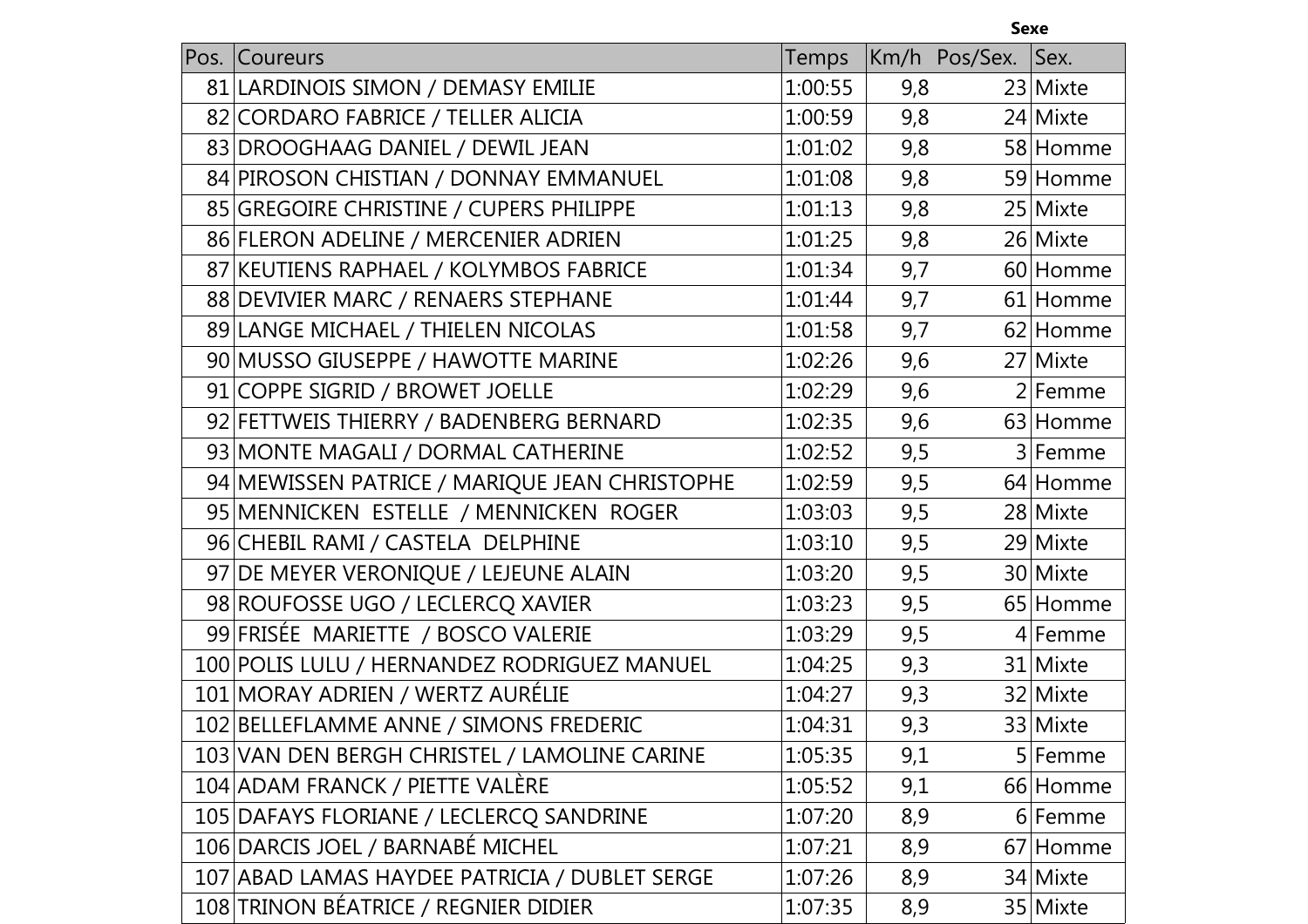| Pos. | Coureurs | Temps | Km/h | Pos/Sex. | Sex. |
|---|---|---|---|---|---|
| 81 | LARDINOIS SIMON / DEMASY EMILIE | 1:00:55 | 9,8 | 23 | Mixte |
| 82 | CORDARO FABRICE / TELLER ALICIA | 1:00:59 | 9,8 | 24 | Mixte |
| 83 | DROOGHAAG DANIEL / DEWIL JEAN | 1:01:02 | 9,8 | 58 | Homme |
| 84 | PIROSON CHISTIAN / DONNAY EMMANUEL | 1:01:08 | 9,8 | 59 | Homme |
| 85 | GREGOIRE CHRISTINE / CUPERS PHILIPPE | 1:01:13 | 9,8 | 25 | Mixte |
| 86 | FLERON ADELINE / MERCENIER ADRIEN | 1:01:25 | 9,8 | 26 | Mixte |
| 87 | KEUTIENS RAPHAEL / KOLYMBOS FABRICE | 1:01:34 | 9,7 | 60 | Homme |
| 88 | DEVIVIER MARC / RENAERS STEPHANE | 1:01:44 | 9,7 | 61 | Homme |
| 89 | LANGE MICHAEL / THIELEN NICOLAS | 1:01:58 | 9,7 | 62 | Homme |
| 90 | MUSSO GIUSEPPE / HAWOTTE MARINE | 1:02:26 | 9,6 | 27 | Mixte |
| 91 | COPPE SIGRID / BROWET JOELLE | 1:02:29 | 9,6 | 2 | Femme |
| 92 | FETTWEIS THIERRY / BADENBERG BERNARD | 1:02:35 | 9,6 | 63 | Homme |
| 93 | MONTE MAGALI / DORMAL CATHERINE | 1:02:52 | 9,5 | 3 | Femme |
| 94 | MEWISSEN PATRICE / MARIQUE JEAN CHRISTOPHE | 1:02:59 | 9,5 | 64 | Homme |
| 95 | MENNICKEN ESTELLE / MENNICKEN ROGER | 1:03:03 | 9,5 | 28 | Mixte |
| 96 | CHEBIL RAMI / CASTELA DELPHINE | 1:03:10 | 9,5 | 29 | Mixte |
| 97 | DE MEYER VERONIQUE / LEJEUNE ALAIN | 1:03:20 | 9,5 | 30 | Mixte |
| 98 | ROUFOSSE UGO / LECLERCQ XAVIER | 1:03:23 | 9,5 | 65 | Homme |
| 99 | FRISÉE MARIETTE / BOSCO VALERIE | 1:03:29 | 9,5 | 4 | Femme |
| 100 | POLIS LULU / HERNANDEZ RODRIGUEZ MANUEL | 1:04:25 | 9,3 | 31 | Mixte |
| 101 | MORAY ADRIEN / WERTZ AURÉLIE | 1:04:27 | 9,3 | 32 | Mixte |
| 102 | BELLEFLAMME ANNE / SIMONS FREDERIC | 1:04:31 | 9,3 | 33 | Mixte |
| 103 | VAN DEN BERGH CHRISTEL / LAMOLINE CARINE | 1:05:35 | 9,1 | 5 | Femme |
| 104 | ADAM FRANCK / PIETTE VALÈRE | 1:05:52 | 9,1 | 66 | Homme |
| 105 | DAFAYS FLORIANE / LECLERCQ SANDRINE | 1:07:20 | 8,9 | 6 | Femme |
| 106 | DARCIS JOEL / BARNABÉ MICHEL | 1:07:21 | 8,9 | 67 | Homme |
| 107 | ABAD LAMAS HAYDEE PATRICIA / DUBLET SERGE | 1:07:26 | 8,9 | 34 | Mixte |
| 108 | TRINON BÉATRICE / REGNIER DIDIER | 1:07:35 | 8,9 | 35 | Mixte |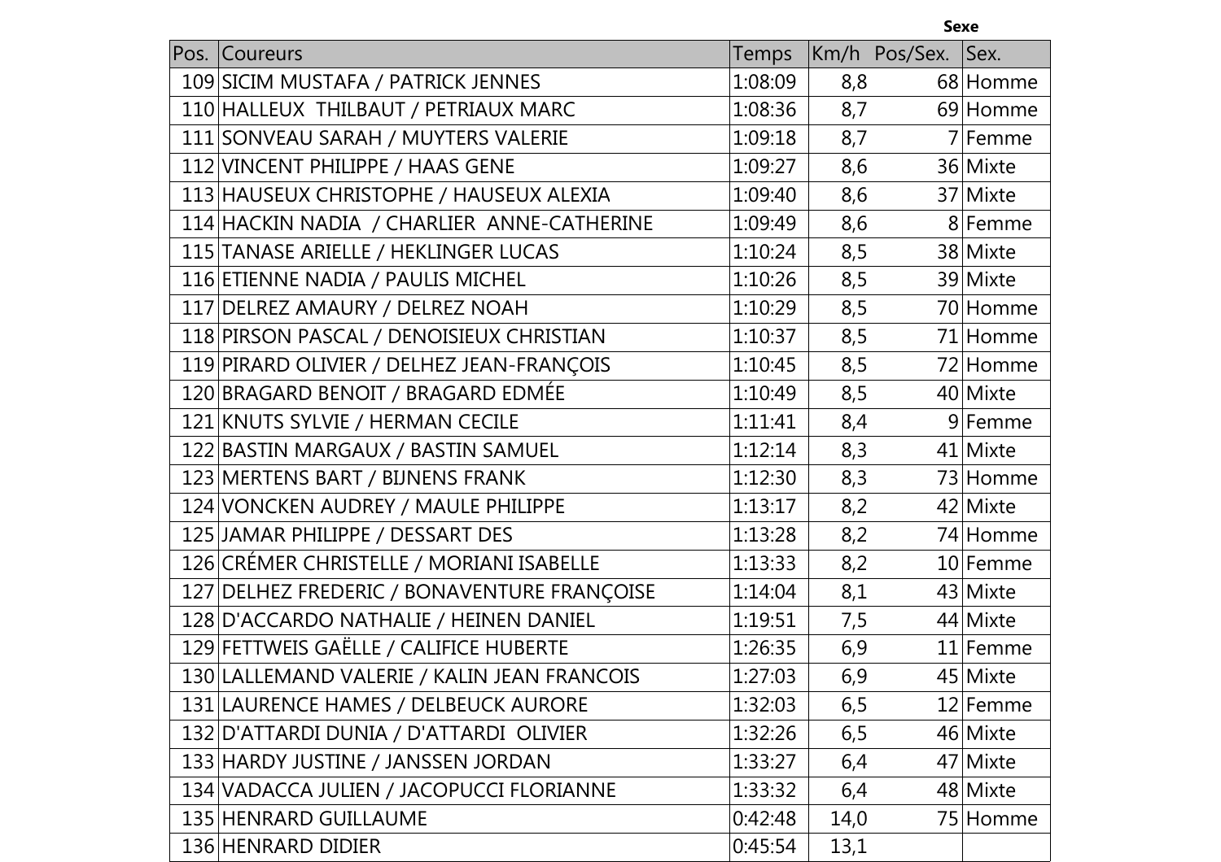| Pos. | Coureurs | Temps | Km/h | Pos/Sex. | Sex. |
|---|---|---|---|---|---|
| 109 | SICIM MUSTAFA / PATRICK JENNES | 1:08:09 | 8,8 | 68 | Homme |
| 110 | HALLEUX  THILBAUT / PETRIAUX MARC | 1:08:36 | 8,7 | 69 | Homme |
| 111 | SONVEAU SARAH / MUYTERS VALERIE | 1:09:18 | 8,7 | 7 | Femme |
| 112 | VINCENT PHILIPPE / HAAS GENE | 1:09:27 | 8,6 | 36 | Mixte |
| 113 | HAUSEUX CHRISTOPHE / HAUSEUX ALEXIA | 1:09:40 | 8,6 | 37 | Mixte |
| 114 | HACKIN NADIA  / CHARLIER  ANNE-CATHERINE | 1:09:49 | 8,6 | 8 | Femme |
| 115 | TANASE ARIELLE / HEKLINGER LUCAS | 1:10:24 | 8,5 | 38 | Mixte |
| 116 | ETIENNE NADIA / PAULIS MICHEL | 1:10:26 | 8,5 | 39 | Mixte |
| 117 | DELREZ AMAURY / DELREZ NOAH | 1:10:29 | 8,5 | 70 | Homme |
| 118 | PIRSON PASCAL / DENOISIEUX CHRISTIAN | 1:10:37 | 8,5 | 71 | Homme |
| 119 | PIRARD OLIVIER / DELHEZ JEAN-FRANÇOIS | 1:10:45 | 8,5 | 72 | Homme |
| 120 | BRAGARD BENOIT / BRAGARD EDMÉE | 1:10:49 | 8,5 | 40 | Mixte |
| 121 | KNUTS SYLVIE / HERMAN CECILE | 1:11:41 | 8,4 | 9 | Femme |
| 122 | BASTIN MARGAUX / BASTIN SAMUEL | 1:12:14 | 8,3 | 41 | Mixte |
| 123 | MERTENS BART / BIJNENS FRANK | 1:12:30 | 8,3 | 73 | Homme |
| 124 | VONCKEN AUDREY / MAULE PHILIPPE | 1:13:17 | 8,2 | 42 | Mixte |
| 125 | JAMAR PHILIPPE / DESSART DES | 1:13:28 | 8,2 | 74 | Homme |
| 126 | CRÉMER CHRISTELLE / MORIANI ISABELLE | 1:13:33 | 8,2 | 10 | Femme |
| 127 | DELHEZ FREDERIC / BONAVENTURE FRANÇOISE | 1:14:04 | 8,1 | 43 | Mixte |
| 128 | D'ACCARDO NATHALIE / HEINEN DANIEL | 1:19:51 | 7,5 | 44 | Mixte |
| 129 | FETTWEIS GAËLLE / CALIFICE HUBERTE | 1:26:35 | 6,9 | 11 | Femme |
| 130 | LALLEMAND VALERIE / KALIN JEAN FRANCOIS | 1:27:03 | 6,9 | 45 | Mixte |
| 131 | LAURENCE HAMES / DELBEUCK AURORE | 1:32:03 | 6,5 | 12 | Femme |
| 132 | D'ATTARDI DUNIA / D'ATTARDI  OLIVIER | 1:32:26 | 6,5 | 46 | Mixte |
| 133 | HARDY JUSTINE / JANSSEN JORDAN | 1:33:27 | 6,4 | 47 | Mixte |
| 134 | VADACCA JULIEN / JACOPUCCI FLORIANNE | 1:33:32 | 6,4 | 48 | Mixte |
| 135 | HENRARD GUILLAUME | 0:42:48 | 14,0 | 75 | Homme |
| 136 | HENRARD DIDIER | 0:45:54 | 13,1 | | |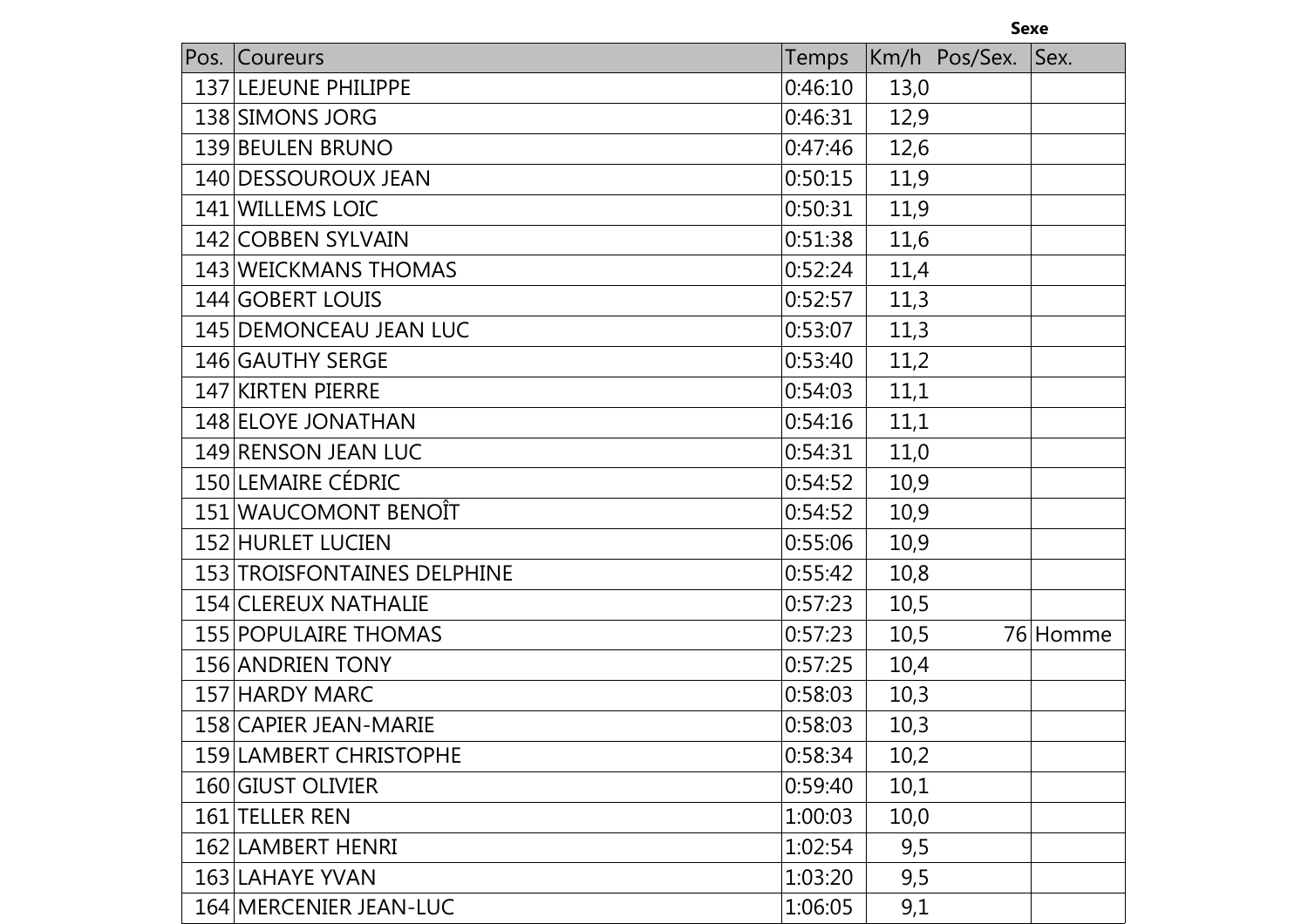| Pos. | Coureurs | Temps | Km/h | Pos/Sex. | Sexe<br>Sex. |
|---|---|---|---|---|---|
| 137 | LEJEUNE PHILIPPE | 0:46:10 | 13,0 | | |
| 138 | SIMONS JORG | 0:46:31 | 12,9 | | |
| 139 | BEULEN BRUNO | 0:47:46 | 12,6 | | |
| 140 | DESSOUROUX JEAN | 0:50:15 | 11,9 | | |
| 141 | WILLEMS LOIC | 0:50:31 | 11,9 | | |
| 142 | COBBEN SYLVAIN | 0:51:38 | 11,6 | | |
| 143 | WEICKMANS THOMAS | 0:52:24 | 11,4 | | |
| 144 | GOBERT LOUIS | 0:52:57 | 11,3 | | |
| 145 | DEMONCEAU JEAN LUC | 0:53:07 | 11,3 | | |
| 146 | GAUTHY SERGE | 0:53:40 | 11,2 | | |
| 147 | KIRTEN PIERRE | 0:54:03 | 11,1 | | |
| 148 | ELOYE JONATHAN | 0:54:16 | 11,1 | | |
| 149 | RENSON JEAN LUC | 0:54:31 | 11,0 | | |
| 150 | LEMAIRE CÉDRIC | 0:54:52 | 10,9 | | |
| 151 | WAUCOMONT BENOÎT | 0:54:52 | 10,9 | | |
| 152 | HURLET LUCIEN | 0:55:06 | 10,9 | | |
| 153 | TROISFONTAINES DELPHINE | 0:55:42 | 10,8 | | |
| 154 | CLEREUX NATHALIE | 0:57:23 | 10,5 | | |
| 155 | POPULAIRE THOMAS | 0:57:23 | 10,5 | 76 | Homme |
| 156 | ANDRIEN TONY | 0:57:25 | 10,4 | | |
| 157 | HARDY MARC | 0:58:03 | 10,3 | | |
| 158 | CAPIER JEAN-MARIE | 0:58:03 | 10,3 | | |
| 159 | LAMBERT CHRISTOPHE | 0:58:34 | 10,2 | | |
| 160 | GIUST OLIVIER | 0:59:40 | 10,1 | | |
| 161 | TELLER REN | 1:00:03 | 10,0 | | |
| 162 | LAMBERT HENRI | 1:02:54 | 9,5 | | |
| 163 | LAHAYE YVAN | 1:03:20 | 9,5 | | |
| 164 | MERCENIER JEAN-LUC | 1:06:05 | 9,1 | | |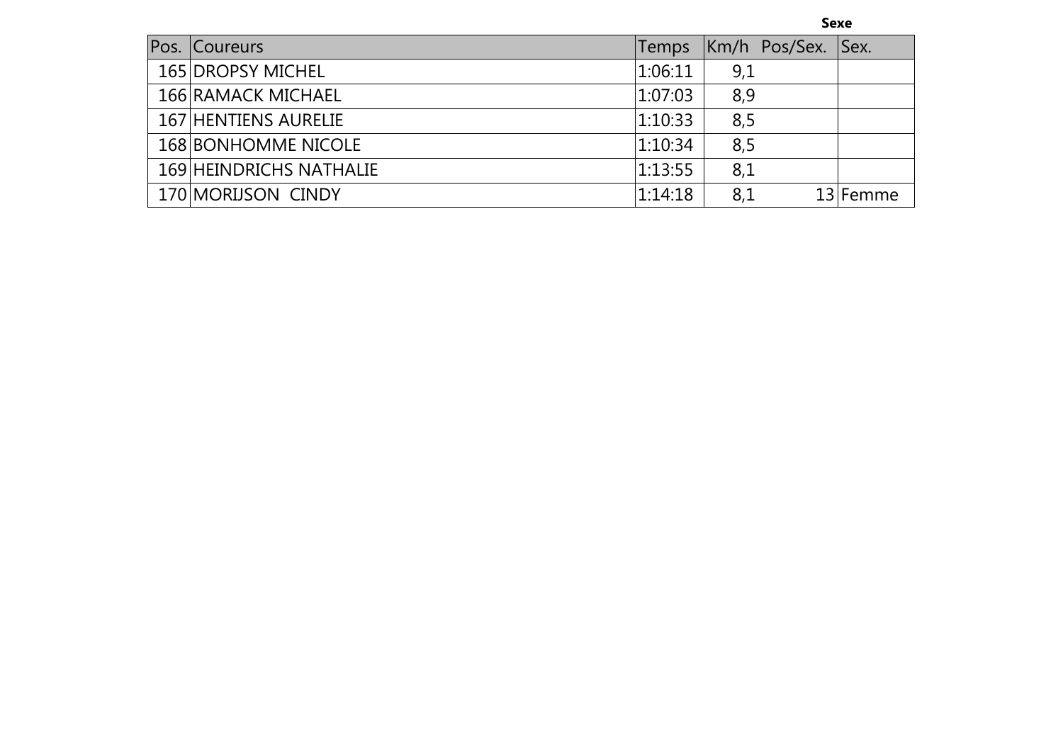**Sexe**

| Pos. | Coureurs | Temps | Km/h | Pos/Sex. | Sex. |
|---|---|---|---|---|---|
| 165 | DROPSY MICHEL | 1:06:11 | 9,1 | | |
| 166 | RAMACK MICHAEL | 1:07:03 | 8,9 | | |
| 167 | HENTIENS AURELIE | 1:10:33 | 8,5 | | |
| 168 | BONHOMME NICOLE | 1:10:34 | 8,5 | | |
| 169 | HEINDRICHS NATHALIE | 1:13:55 | 8,1 | | |
| 170 | MORIJSON  CINDY | 1:14:18 | 8,1 | 13 | Femme |